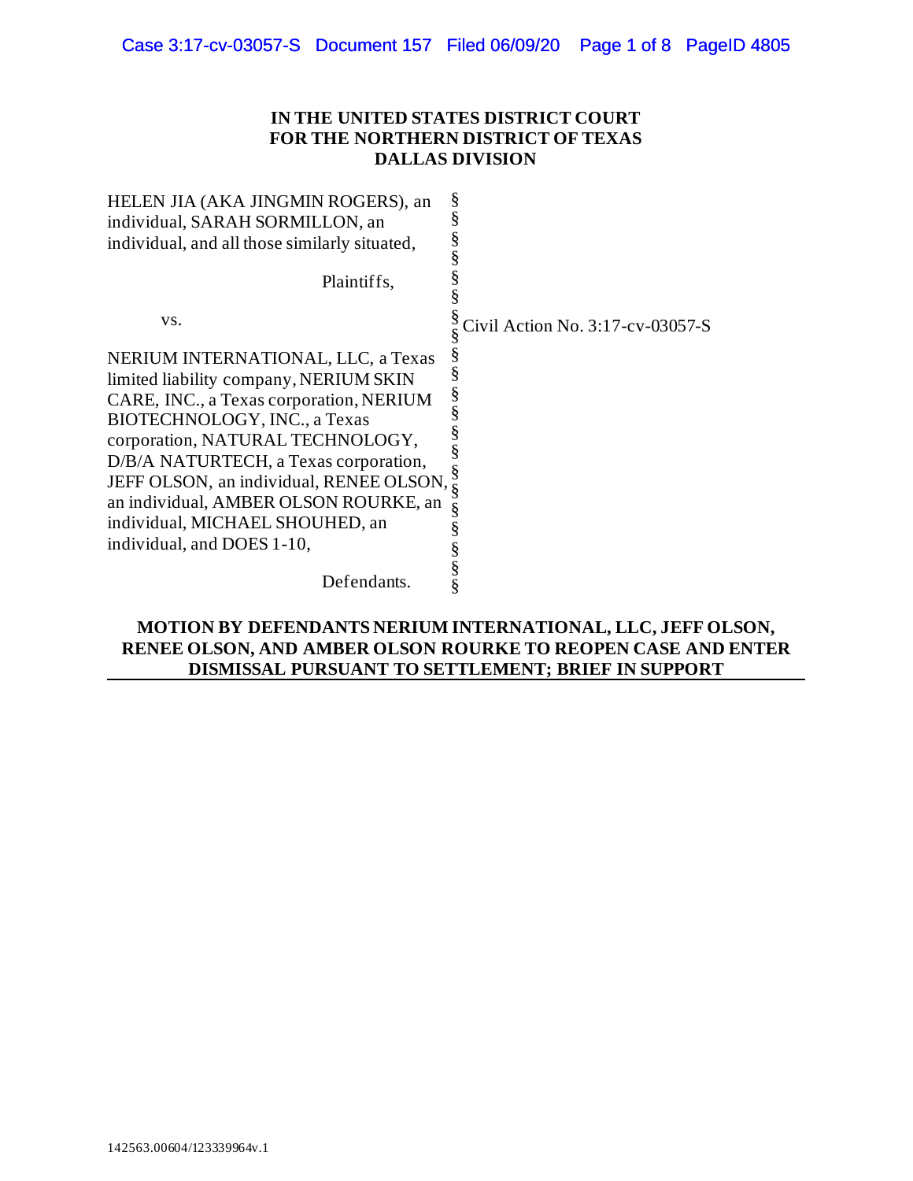**IN THE UNITED STATES DISTRICT COURT**
**FOR THE NORTHERN DISTRICT OF TEXAS**
**DALLAS DIVISION**

| | | |
|---|---|---|
| HELEN JIA (AKA JINGMIN ROGERS), an individual, SARAH SORMILLON, an individual, and all those similarly situated, | § | |
| Plaintiffs, | § | |
| vs. | § | Civil Action No. 3:17-cv-03057-S |
| NERIUM INTERNATIONAL, LLC, a Texas limited liability company, NERIUM SKIN CARE, INC., a Texas corporation, NERIUM BIOTECHNOLOGY, INC., a Texas corporation, NATURAL TECHNOLOGY, D/B/A NATURTECH, a Texas corporation, JEFF OLSON, an individual, RENEE OLSON, an individual, AMBER OLSON ROURKE, an individual, MICHAEL SHOUHED, an individual, and DOES 1-10, | § | |
| Defendants. | § | |

**MOTION BY DEFENDANTS NERIUM INTERNATIONAL, LLC, JEFF OLSON, RENEE OLSON, AND AMBER OLSON ROURKE TO REOPEN CASE AND ENTER DISMISSAL PURSUANT TO SETTLEMENT; BRIEF IN SUPPORT**

142563.00604/123339964v.1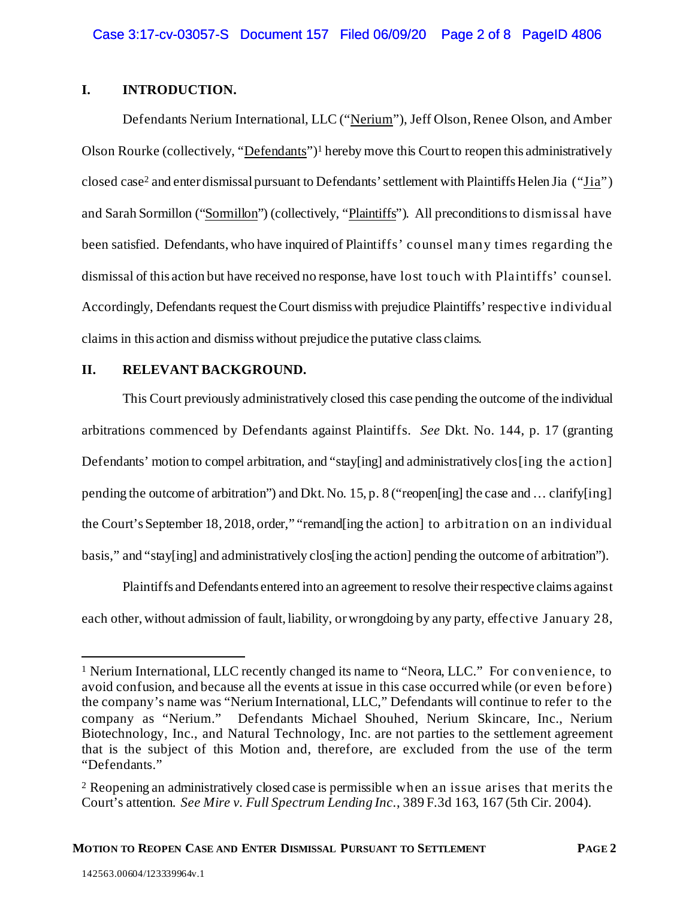## I. INTRODUCTION.

Defendants Nerium International, LLC ("Nerium"), Jeff Olson, Renee Olson, and Amber Olson Rourke (collectively, "Defendants")[1] hereby move this Court to reopen this administratively closed case[2] and enter dismissal pursuant to Defendants' settlement with Plaintiffs Helen Jia ("Jia") and Sarah Sormillon ("Sormillon") (collectively, "Plaintiffs"). All preconditions to dismissal have been satisfied. Defendants, who have inquired of Plaintiffs' counsel many times regarding the dismissal of this action but have received no response, have lost touch with Plaintiffs' counsel. Accordingly, Defendants request the Court dismiss with prejudice Plaintiffs' respective individual claims in this action and dismiss without prejudice the putative class claims.

## II. RELEVANT BACKGROUND.

This Court previously administratively closed this case pending the outcome of the individual arbitrations commenced by Defendants against Plaintiffs. *See* Dkt. No. 144, p. 17 (granting Defendants' motion to compel arbitration, and "stay[ing] and administratively clos[ing the action] pending the outcome of arbitration") and Dkt. No. 15, p. 8 ("reopen[ing] the case and … clarify[ing] the Court's September 18, 2018, order," "remand[ing the action] to arbitration on an individual basis," and "stay[ing] and administratively clos[ing the action] pending the outcome of arbitration").

Plaintiffs and Defendants entered into an agreement to resolve their respective claims against each other, without admission of fault, liability, or wrongdoing by any party, effective January 28,

---

[1] Nerium International, LLC recently changed its name to "Neora, LLC." For convenience, to avoid confusion, and because all the events at issue in this case occurred while (or even before) the company's name was "Nerium International, LLC," Defendants will continue to refer to the company as "Nerium." Defendants Michael Shouhed, Nerium Skincare, Inc., Nerium Biotechnology, Inc., and Natural Technology, Inc. are not parties to the settlement agreement that is the subject of this Motion and, therefore, are excluded from the use of the term "Defendants."

[2] Reopening an administratively closed case is permissible when an issue arises that merits the Court's attention. *See Mire v. Full Spectrum Lending Inc.*, 389 F.3d 163, 167 (5th Cir. 2004).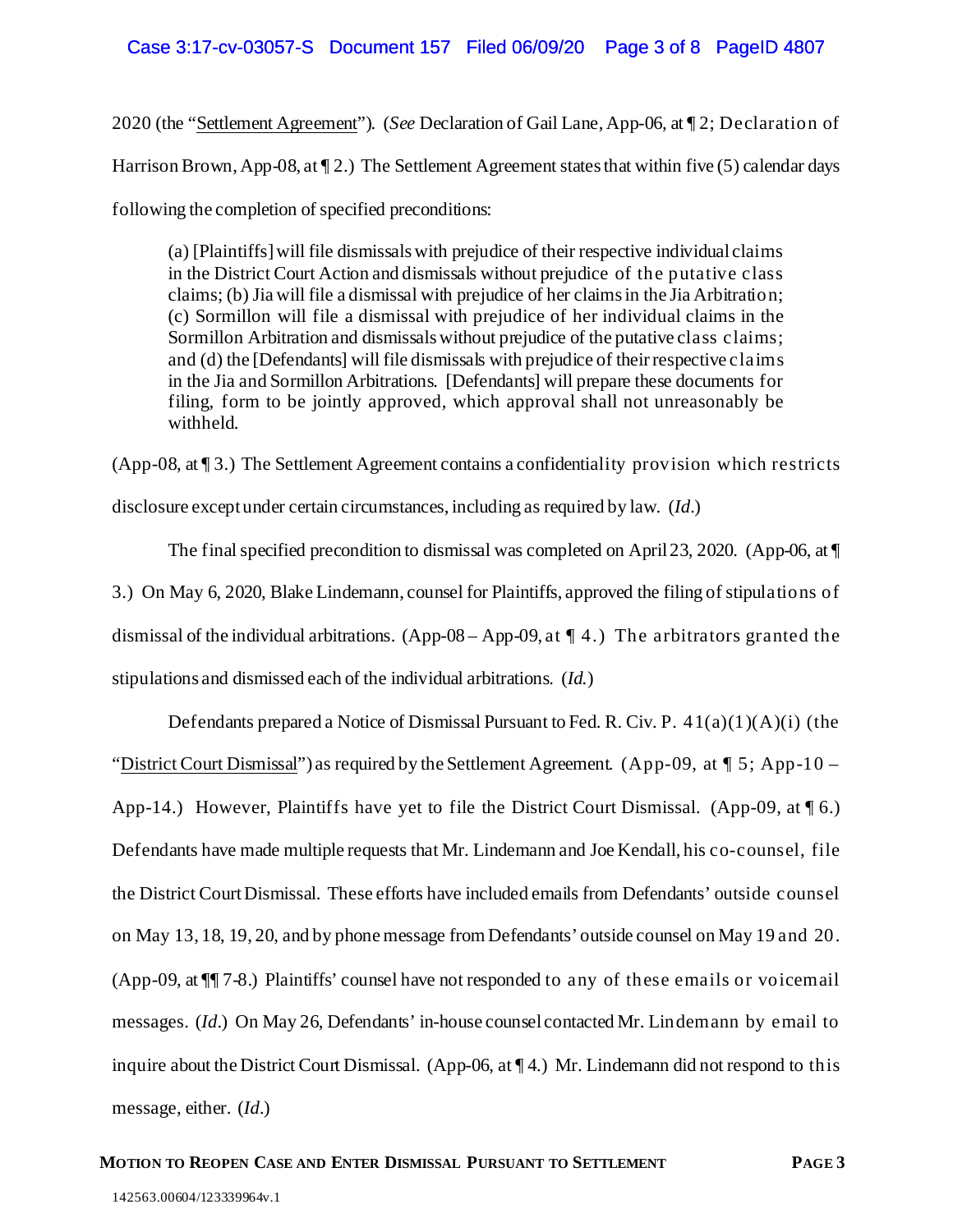2020 (the "Settlement Agreement"). (*See* Declaration of Gail Lane, App-06, at ¶ 2; Declaration of Harrison Brown, App-08, at ¶ 2.) The Settlement Agreement states that within five (5) calendar days following the completion of specified preconditions:

> (a) [Plaintiffs] will file dismissals with prejudice of their respective individual claims in the District Court Action and dismissals without prejudice of the putative class claims; (b) Jia will file a dismissal with prejudice of her claims in the Jia Arbitration; (c) Sormillon will file a dismissal with prejudice of her individual claims in the Sormillon Arbitration and dismissals without prejudice of the putative class claims; and (d) the [Defendants] will file dismissals with prejudice of their respective claims in the Jia and Sormillon Arbitrations. [Defendants] will prepare these documents for filing, form to be jointly approved, which approval shall not unreasonably be withheld.

(App-08, at ¶ 3.) The Settlement Agreement contains a confidentiality provision which restricts disclosure except under certain circumstances, including as required by law. (*Id*.)

The final specified precondition to dismissal was completed on April 23, 2020. (App-06, at ¶ 3.) On May 6, 2020, Blake Lindemann, counsel for Plaintiffs, approved the filing of stipulations of dismissal of the individual arbitrations. (App-08 – App-09, at ¶ 4.) The arbitrators granted the stipulations and dismissed each of the individual arbitrations. (*Id.*)

Defendants prepared a Notice of Dismissal Pursuant to Fed. R. Civ. P. 41(a)(1)(A)(i) (the "District Court Dismissal") as required by the Settlement Agreement. (App-09, at ¶ 5; App-10 – App-14.) However, Plaintiffs have yet to file the District Court Dismissal. (App-09, at ¶ 6.) Defendants have made multiple requests that Mr. Lindemann and Joe Kendall, his co-counsel, file the District Court Dismissal. These efforts have included emails from Defendants' outside counsel on May 13, 18, 19, 20, and by phone message from Defendants' outside counsel on May 19 and 20. (App-09, at ¶¶ 7-8.) Plaintiffs' counsel have not responded to any of these emails or voicemail messages. (*Id*.) On May 26, Defendants' in-house counsel contacted Mr. Lindemann by email to inquire about the District Court Dismissal. (App-06, at ¶ 4.) Mr. Lindemann did not respond to this message, either. (*Id*.)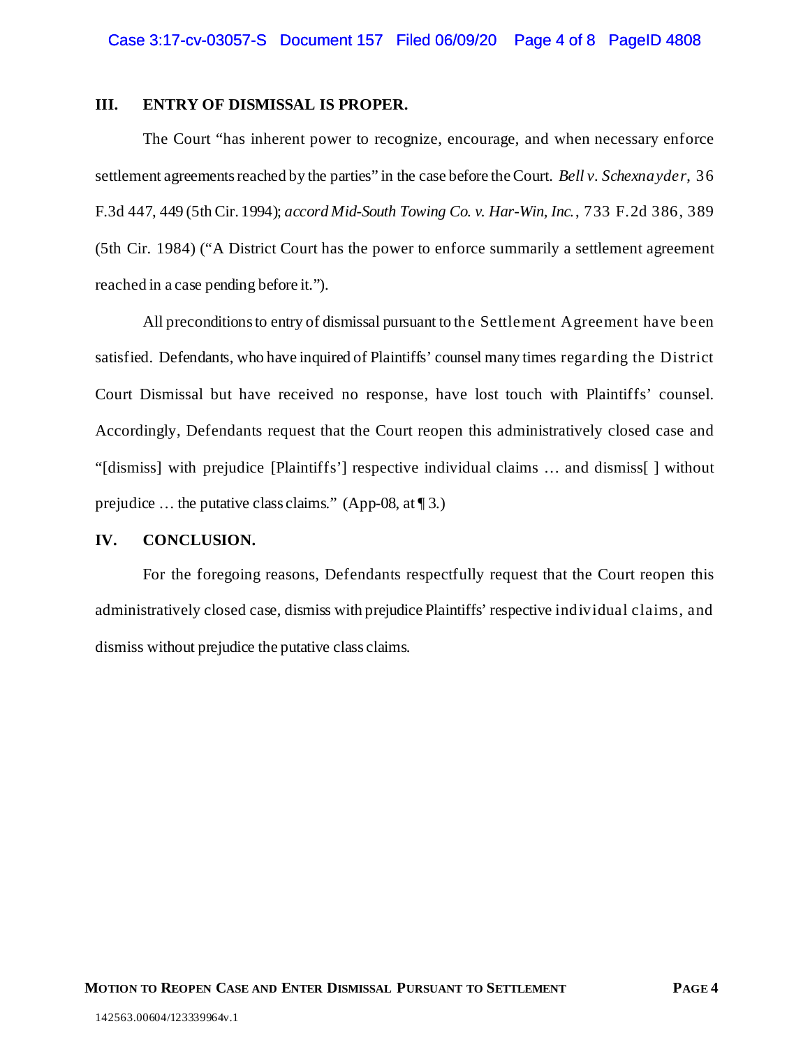## III. ENTRY OF DISMISSAL IS PROPER.

The Court "has inherent power to recognize, encourage, and when necessary enforce settlement agreements reached by the parties" in the case before the Court. *Bell v. Schexnayder*, 36 F.3d 447, 449 (5th Cir. 1994); *accord Mid-South Towing Co. v. Har-Win, Inc.*, 733 F.2d 386, 389 (5th Cir. 1984) ("A District Court has the power to enforce summarily a settlement agreement reached in a case pending before it.").

All preconditions to entry of dismissal pursuant to the Settlement Agreement have been satisfied. Defendants, who have inquired of Plaintiffs' counsel many times regarding the District Court Dismissal but have received no response, have lost touch with Plaintiffs' counsel. Accordingly, Defendants request that the Court reopen this administratively closed case and "[dismiss] with prejudice [Plaintiffs'] respective individual claims … and dismiss[ ] without prejudice … the putative class claims." (App-08, at ¶ 3.)

## IV. CONCLUSION.

For the foregoing reasons, Defendants respectfully request that the Court reopen this administratively closed case, dismiss with prejudice Plaintiffs' respective individual claims, and dismiss without prejudice the putative class claims.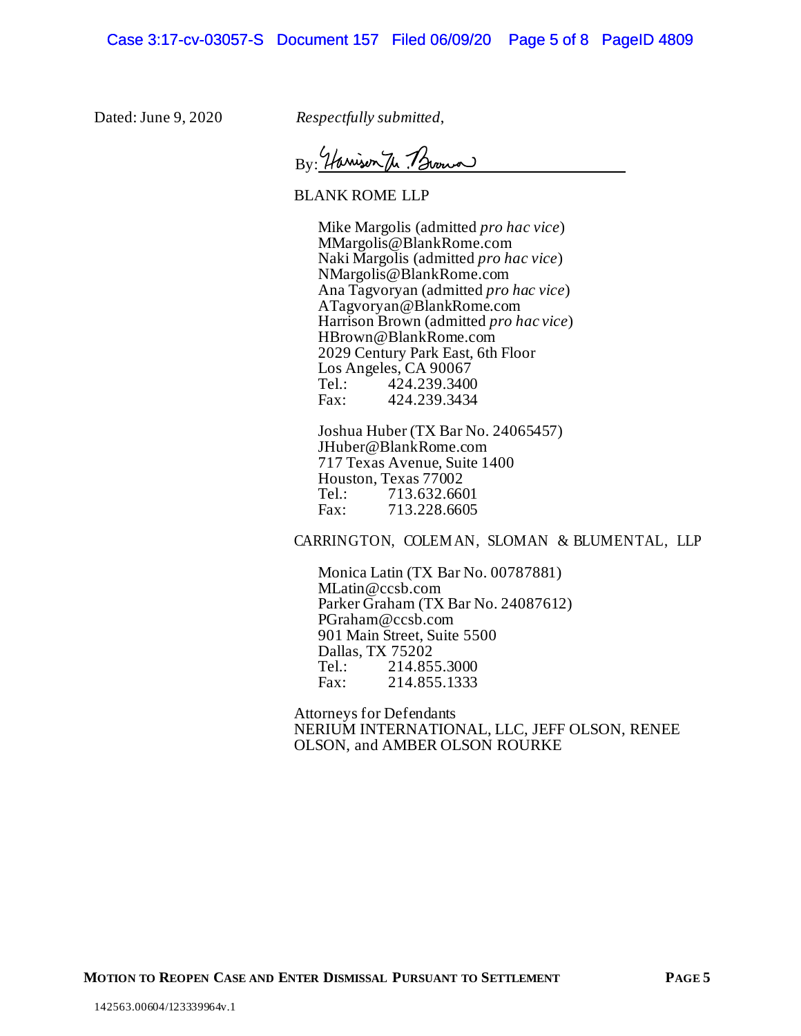Dated: June 9, 2020

*Respectfully submitted*,

By: Harrison M. Brown

BLANK ROME LLP

Mike Margolis (admitted *pro hac vice*)
MMargolis@BlankRome.com
Naki Margolis (admitted *pro hac vice*)
NMargolis@BlankRome.com
Ana Tagvoryan (admitted *pro hac vice*)
ATagvoryan@BlankRome.com
Harrison Brown (admitted *pro hac vice*)
HBrown@BlankRome.com
2029 Century Park East, 6th Floor
Los Angeles, CA 90067
Tel.: 424.239.3400
Fax: 424.239.3434

Joshua Huber (TX Bar No. 24065457)
JHuber@BlankRome.com
717 Texas Avenue, Suite 1400
Houston, Texas 77002
Tel.: 713.632.6601
Fax: 713.228.6605

CARRINGTON, COLEMAN, SLOMAN & BLUMENTAL, LLP

Monica Latin (TX Bar No. 00787881)
MLatin@ccsb.com
Parker Graham (TX Bar No. 24087612)
PGraham@ccsb.com
901 Main Street, Suite 5500
Dallas, TX 75202
Tel.: 214.855.3000
Fax: 214.855.1333

Attorneys for Defendants
NERIUM INTERNATIONAL, LLC, JEFF OLSON, RENEE OLSON, and AMBER OLSON ROURKE

142563.00604/123339964v.1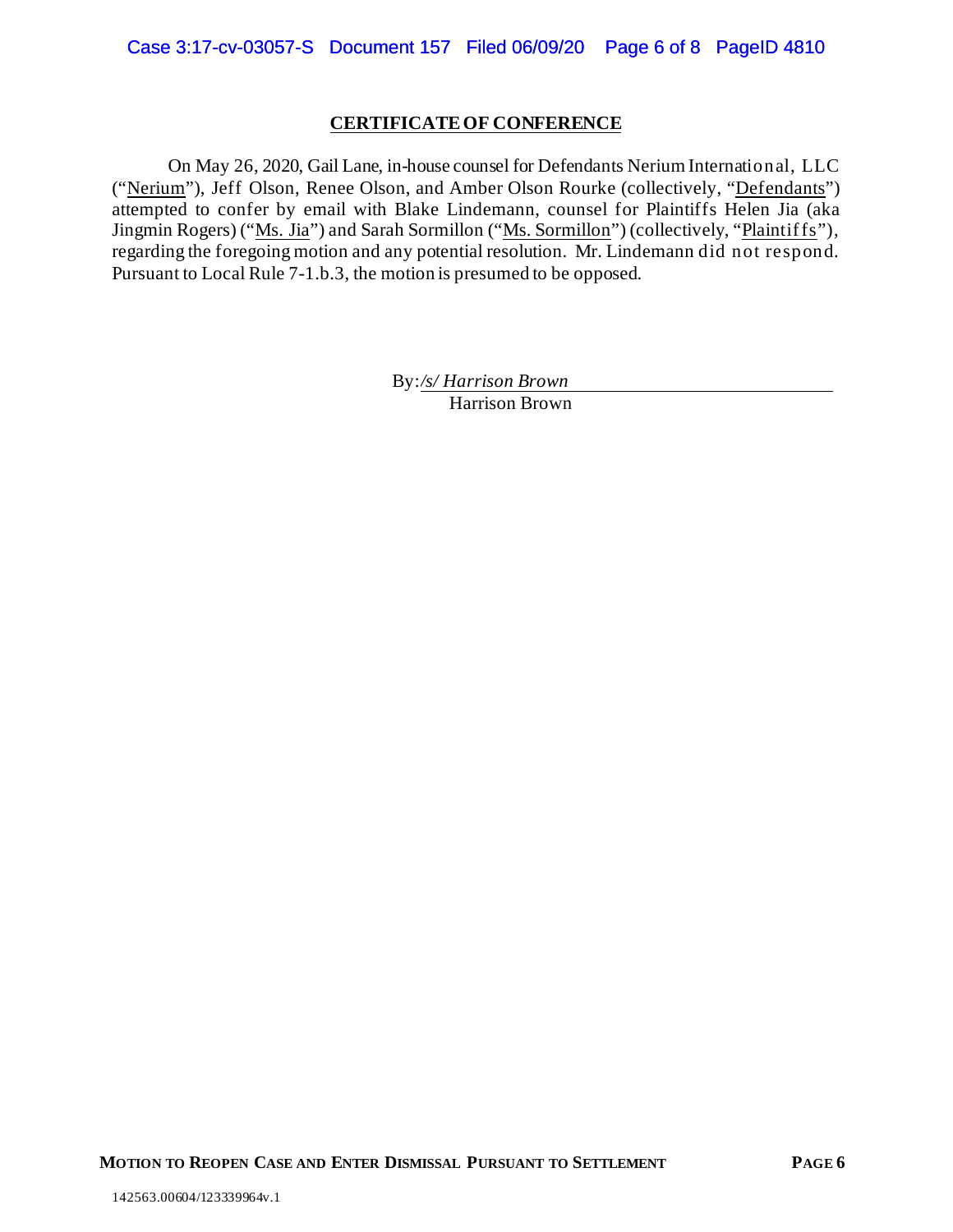## CERTIFICATE OF CONFERENCE

On May 26, 2020, Gail Lane, in-house counsel for Defendants Nerium International, LLC ("Nerium"), Jeff Olson, Renee Olson, and Amber Olson Rourke (collectively, "Defendants") attempted to confer by email with Blake Lindemann, counsel for Plaintiffs Helen Jia (aka Jingmin Rogers) ("Ms. Jia") and Sarah Sormillon ("Ms. Sormillon") (collectively, "Plaintiffs"), regarding the foregoing motion and any potential resolution. Mr. Lindemann did not respond. Pursuant to Local Rule 7-1.b.3, the motion is presumed to be opposed.

By: */s/ Harrison Brown*
Harrison Brown

**MOTION TO REOPEN CASE AND ENTER DISMISSAL PURSUANT TO SETTLEMENT**

142563.00604/123339964v.1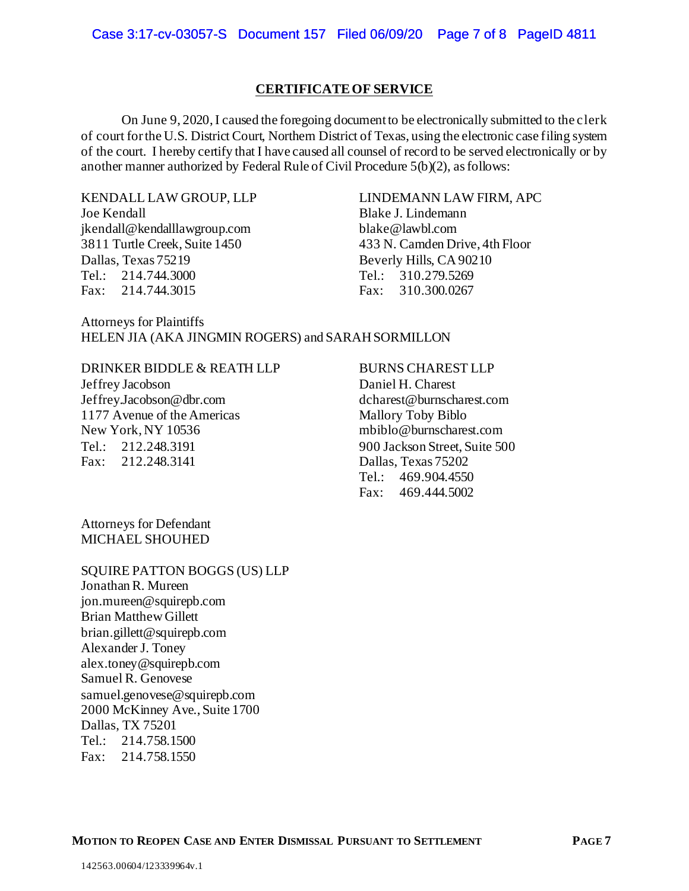## CERTIFICATE OF SERVICE

On June 9, 2020, I caused the foregoing document to be electronically submitted to the clerk of court for the U.S. District Court, Northern District of Texas, using the electronic case filing system of the court. I hereby certify that I have caused all counsel of record to be served electronically or by another manner authorized by Federal Rule of Civil Procedure 5(b)(2), as follows:

KENDALL LAW GROUP, LLP
Joe Kendall
jkendall@kendalllawgroup.com
3811 Turtle Creek, Suite 1450
Dallas, Texas 75219
Tel.: 214.744.3000
Fax: 214.744.3015

LINDEMANN LAW FIRM, APC
Blake J. Lindemann
blake@lawbl.com
433 N. Camden Drive, 4th Floor
Beverly Hills, CA 90210
Tel.: 310.279.5269
Fax: 310.300.0267

Attorneys for Plaintiffs
HELEN JIA (AKA JINGMIN ROGERS) and SARAH SORMILLON

DRINKER BIDDLE & REATH LLP
Jeffrey Jacobson
Jeffrey.Jacobson@dbr.com
1177 Avenue of the Americas
New York, NY 10536
Tel.: 212.248.3191
Fax: 212.248.3141

BURNS CHAREST LLP
Daniel H. Charest
dcharest@burnscharest.com
Mallory Toby Biblo
mbiblo@burnscharest.com
900 Jackson Street, Suite 500
Dallas, Texas 75202
Tel.: 469.904.4550
Fax: 469.444.5002

Attorneys for Defendant
MICHAEL SHOUHED

SQUIRE PATTON BOGGS (US) LLP
Jonathan R. Mureen
jon.mureen@squirepb.com
Brian Matthew Gillett
brian.gillett@squirepb.com
Alexander J. Toney
alex.toney@squirepb.com
Samuel R. Genovese
samuel.genovese@squirepb.com
2000 McKinney Ave., Suite 1700
Dallas, TX 75201
Tel.: 214.758.1500
Fax: 214.758.1550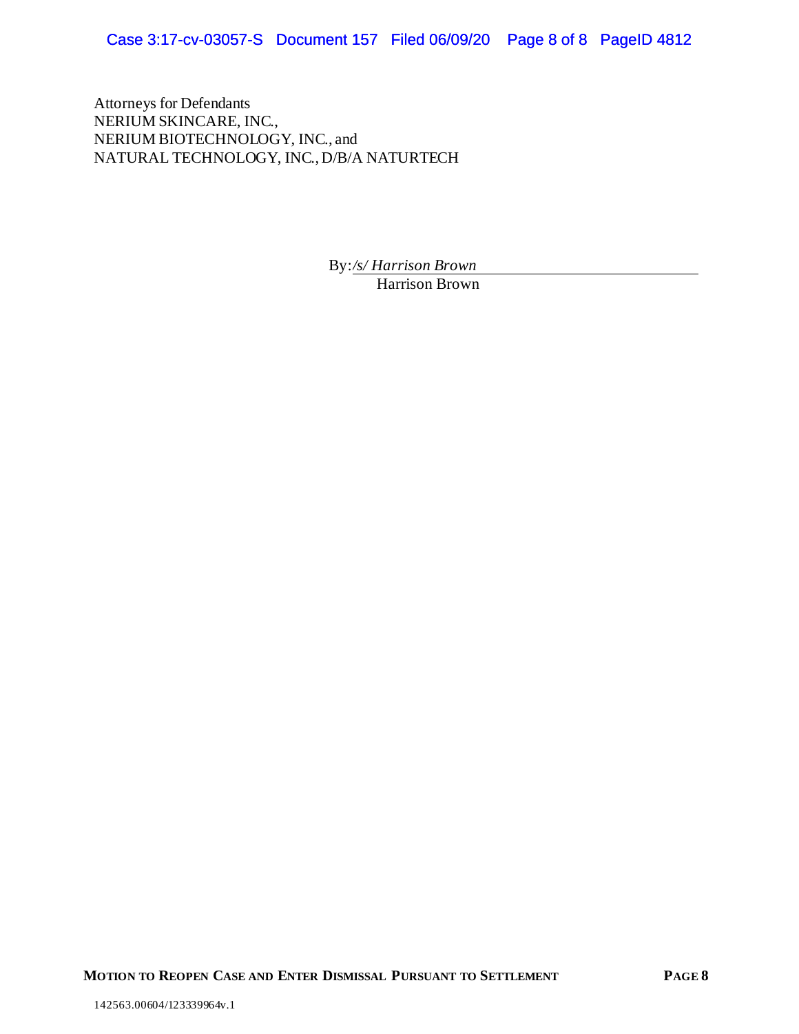Attorneys for Defendants
NERIUM SKINCARE, INC.,
NERIUM BIOTECHNOLOGY, INC., and
NATURAL TECHNOLOGY, INC., D/B/A NATURTECH

By: */s/ Harrison Brown*
Harrison Brown

142563.00604/123339964v.1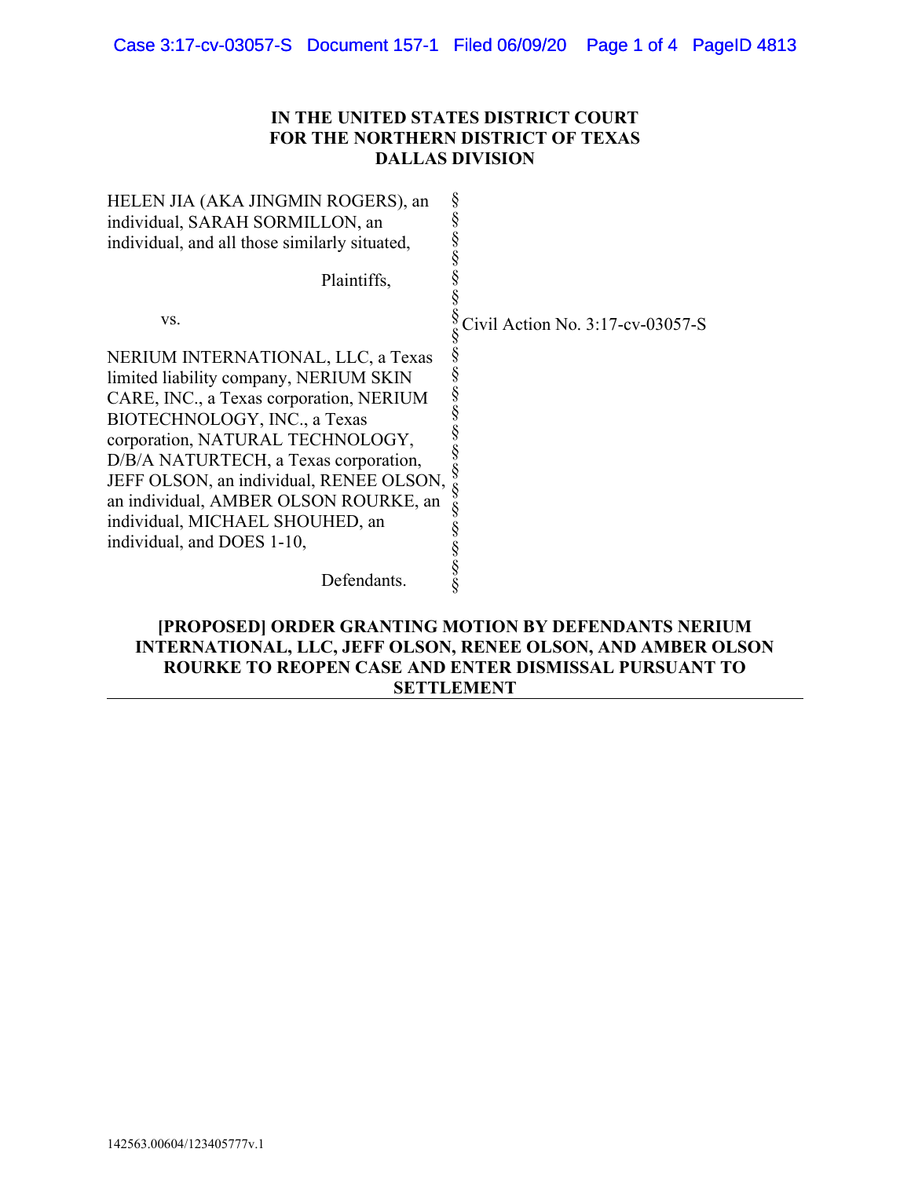**IN THE UNITED STATES DISTRICT COURT**
**FOR THE NORTHERN DISTRICT OF TEXAS**
**DALLAS DIVISION**

| | | |
|---|---|---|
| HELEN JIA (AKA JINGMIN ROGERS), an individual, SARAH SORMILLON, an individual, and all those similarly situated, | § | |
| Plaintiffs, | § | |
| vs. | § | Civil Action No. 3:17-cv-03057-S |
| NERIUM INTERNATIONAL, LLC, a Texas limited liability company, NERIUM SKIN CARE, INC., a Texas corporation, NERIUM BIOTECHNOLOGY, INC., a Texas corporation, NATURAL TECHNOLOGY, D/B/A NATURTECH, a Texas corporation, JEFF OLSON, an individual, RENEE OLSON, an individual, AMBER OLSON ROURKE, an individual, MICHAEL SHOUHED, an individual, and DOES 1-10, | § | |
| Defendants. | § | |

**[PROPOSED] ORDER GRANTING MOTION BY DEFENDANTS NERIUM INTERNATIONAL, LLC, JEFF OLSON, RENEE OLSON, AND AMBER OLSON ROURKE TO REOPEN CASE AND ENTER DISMISSAL PURSUANT TO SETTLEMENT**

142563.00604/123405777v.1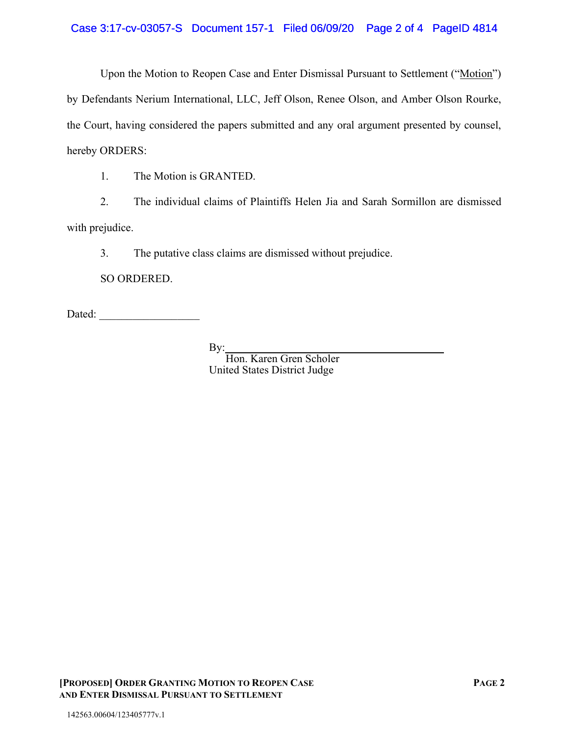Upon the Motion to Reopen Case and Enter Dismissal Pursuant to Settlement ("Motion") by Defendants Nerium International, LLC, Jeff Olson, Renee Olson, and Amber Olson Rourke, the Court, having considered the papers submitted and any oral argument presented by counsel, hereby ORDERS:

1. The Motion is GRANTED.

2. The individual claims of Plaintiffs Helen Jia and Sarah Sormillon are dismissed with prejudice.

3. The putative class claims are dismissed without prejudice.

SO ORDERED.

Dated: __________________

By: ________________________________________
Hon. Karen Gren Scholer
United States District Judge

**[PROPOSED] ORDER GRANTING MOTION TO REOPEN CASE AND ENTER DISMISSAL PURSUANT TO SETTLEMENT**

142563.00604/123405777v.1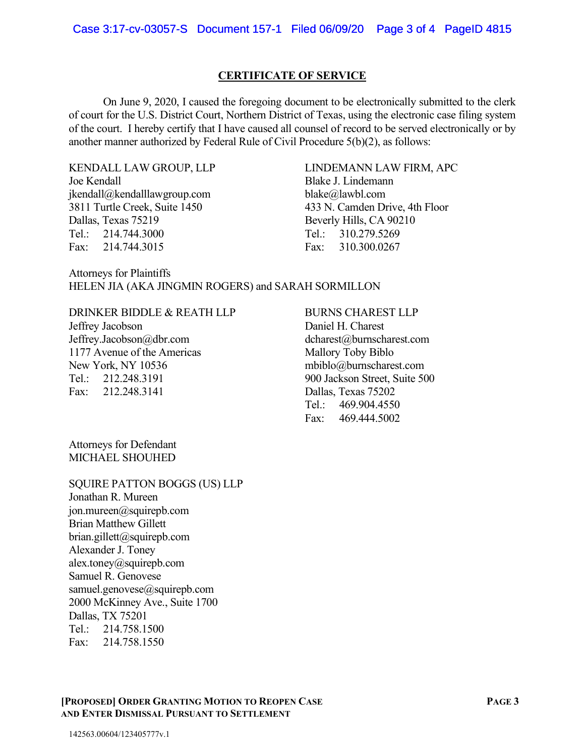## CERTIFICATE OF SERVICE

On June 9, 2020, I caused the foregoing document to be electronically submitted to the clerk of court for the U.S. District Court, Northern District of Texas, using the electronic case filing system of the court. I hereby certify that I have caused all counsel of record to be served electronically or by another manner authorized by Federal Rule of Civil Procedure 5(b)(2), as follows:

KENDALL LAW GROUP, LLP
Joe Kendall
jkendall@kendalllawgroup.com
3811 Turtle Creek, Suite 1450
Dallas, Texas 75219
Tel.: 214.744.3000
Fax: 214.744.3015

LINDEMANN LAW FIRM, APC
Blake J. Lindemann
blake@lawbl.com
433 N. Camden Drive, 4th Floor
Beverly Hills, CA 90210
Tel.: 310.279.5269
Fax: 310.300.0267

Attorneys for Plaintiffs
HELEN JIA (AKA JINGMIN ROGERS) and SARAH SORMILLON

DRINKER BIDDLE & REATH LLP
Jeffrey Jacobson
Jeffrey.Jacobson@dbr.com
1177 Avenue of the Americas
New York, NY 10536
Tel.: 212.248.3191
Fax: 212.248.3141

BURNS CHAREST LLP
Daniel H. Charest
dcharest@burnscharest.com
Mallory Toby Biblo
mbiblo@burnscharest.com
900 Jackson Street, Suite 500
Dallas, Texas 75202
Tel.: 469.904.4550
Fax: 469.444.5002

Attorneys for Defendant
MICHAEL SHOUHED

SQUIRE PATTON BOGGS (US) LLP
Jonathan R. Mureen
jon.mureen@squirepb.com
Brian Matthew Gillett
brian.gillett@squirepb.com
Alexander J. Toney
alex.toney@squirepb.com
Samuel R. Genovese
samuel.genovese@squirepb.com
2000 McKinney Ave., Suite 1700
Dallas, TX 75201
Tel.: 214.758.1500
Fax: 214.758.1550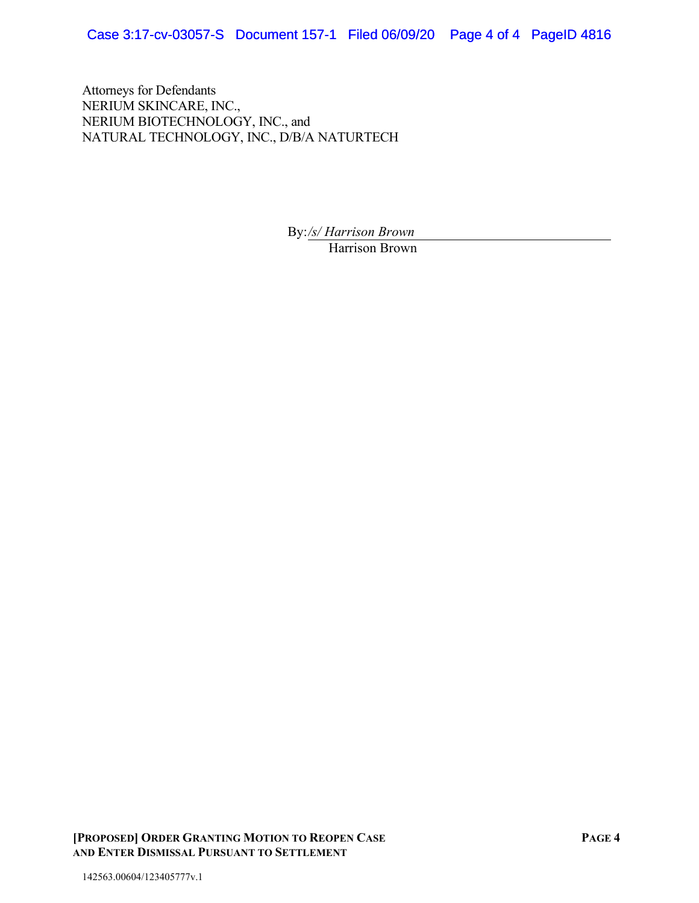Attorneys for Defendants
NERIUM SKINCARE, INC.,
NERIUM BIOTECHNOLOGY, INC., and
NATURAL TECHNOLOGY, INC., D/B/A NATURTECH

By: */s/ Harrison Brown*
Harrison Brown

**[PROPOSED] ORDER GRANTING MOTION TO REOPEN CASE AND ENTER DISMISSAL PURSUANT TO SETTLEMENT**

142563.00604/123405777v.1